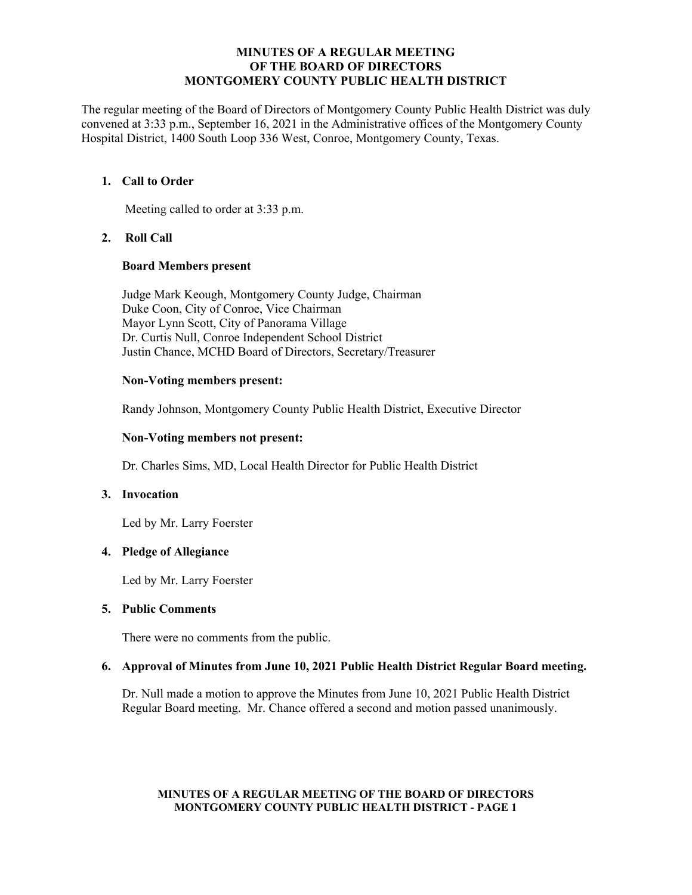# MINUTES OF A REGULAR MEETING OF THE BOARD OF DIRECTORS MONTGOMERY COUNTY PUBLIC HEALTH DISTRICT

The regular meeting of the Board of Directors of Montgomery County Public Health District was duly convened at 3:33 p.m., September 16, 2021 in the Administrative offices of the Montgomery County Hospital District, 1400 South Loop 336 West, Conroe, Montgomery County, Texas.

1. **Call to Order**

   Meeting called to order at 3:33 p.m.

2. **Roll Call**

   **Board Members present**

   Judge Mark Keough, Montgomery County Judge, Chairman
   Duke Coon, City of Conroe, Vice Chairman
   Mayor Lynn Scott, City of Panorama Village
   Dr. Curtis Null, Conroe Independent School District
   Justin Chance, MCHD Board of Directors, Secretary/Treasurer

   **Non-Voting members present:**

   Randy Johnson, Montgomery County Public Health District, Executive Director

   **Non-Voting members not present:**

   Dr. Charles Sims, MD, Local Health Director for Public Health District

3. **Invocation**

   Led by Mr. Larry Foerster

4. **Pledge of Allegiance**

   Led by Mr. Larry Foerster

5. **Public Comments**

   There were no comments from the public.

6. **Approval of Minutes from June 10, 2021 Public Health District Regular Board meeting.**

   Dr. Null made a motion to approve the Minutes from June 10, 2021 Public Health District Regular Board meeting. Mr. Chance offered a second and motion passed unanimously.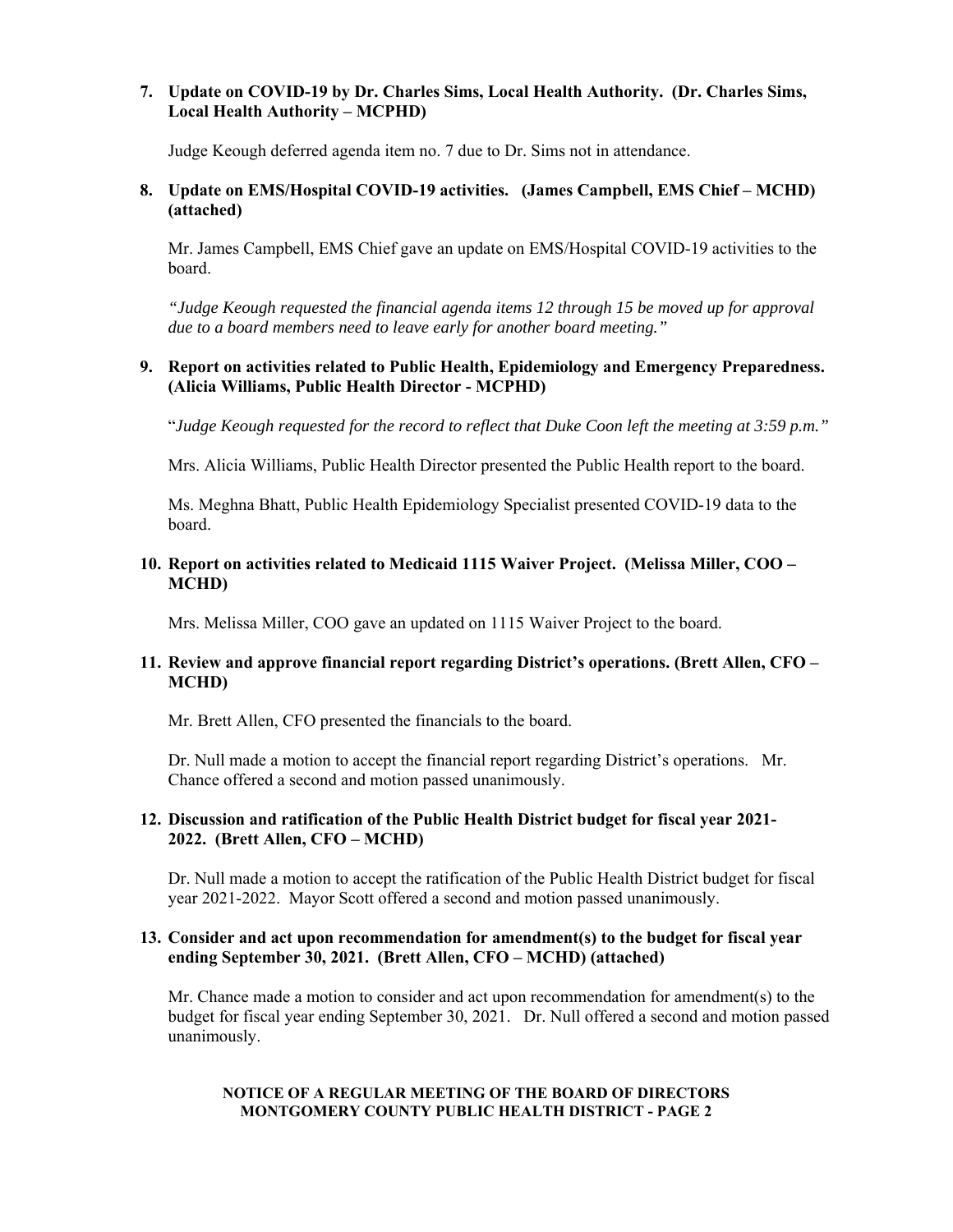**7. Update on COVID-19 by Dr. Charles Sims, Local Health Authority. (Dr. Charles Sims, Local Health Authority – MCPHD)**

Judge Keough deferred agenda item no. 7 due to Dr. Sims not in attendance.

**8. Update on EMS/Hospital COVID-19 activities. (James Campbell, EMS Chief – MCHD) (attached)**

Mr. James Campbell, EMS Chief gave an update on EMS/Hospital COVID-19 activities to the board.

*"Judge Keough requested the financial agenda items 12 through 15 be moved up for approval due to a board members need to leave early for another board meeting."*

**9. Report on activities related to Public Health, Epidemiology and Emergency Preparedness. (Alicia Williams, Public Health Director - MCPHD)**

"*Judge Keough requested for the record to reflect that Duke Coon left the meeting at 3:59 p.m."*

Mrs. Alicia Williams, Public Health Director presented the Public Health report to the board.

Ms. Meghna Bhatt, Public Health Epidemiology Specialist presented COVID-19 data to the board.

**10. Report on activities related to Medicaid 1115 Waiver Project. (Melissa Miller, COO – MCHD)**

Mrs. Melissa Miller, COO gave an updated on 1115 Waiver Project to the board.

**11. Review and approve financial report regarding District's operations. (Brett Allen, CFO – MCHD)**

Mr. Brett Allen, CFO presented the financials to the board.

Dr. Null made a motion to accept the financial report regarding District's operations. Mr. Chance offered a second and motion passed unanimously.

**12. Discussion and ratification of the Public Health District budget for fiscal year 2021-2022. (Brett Allen, CFO – MCHD)**

Dr. Null made a motion to accept the ratification of the Public Health District budget for fiscal year 2021-2022. Mayor Scott offered a second and motion passed unanimously.

**13. Consider and act upon recommendation for amendment(s) to the budget for fiscal year ending September 30, 2021. (Brett Allen, CFO – MCHD) (attached)**

Mr. Chance made a motion to consider and act upon recommendation for amendment(s) to the budget for fiscal year ending September 30, 2021. Dr. Null offered a second and motion passed unanimously.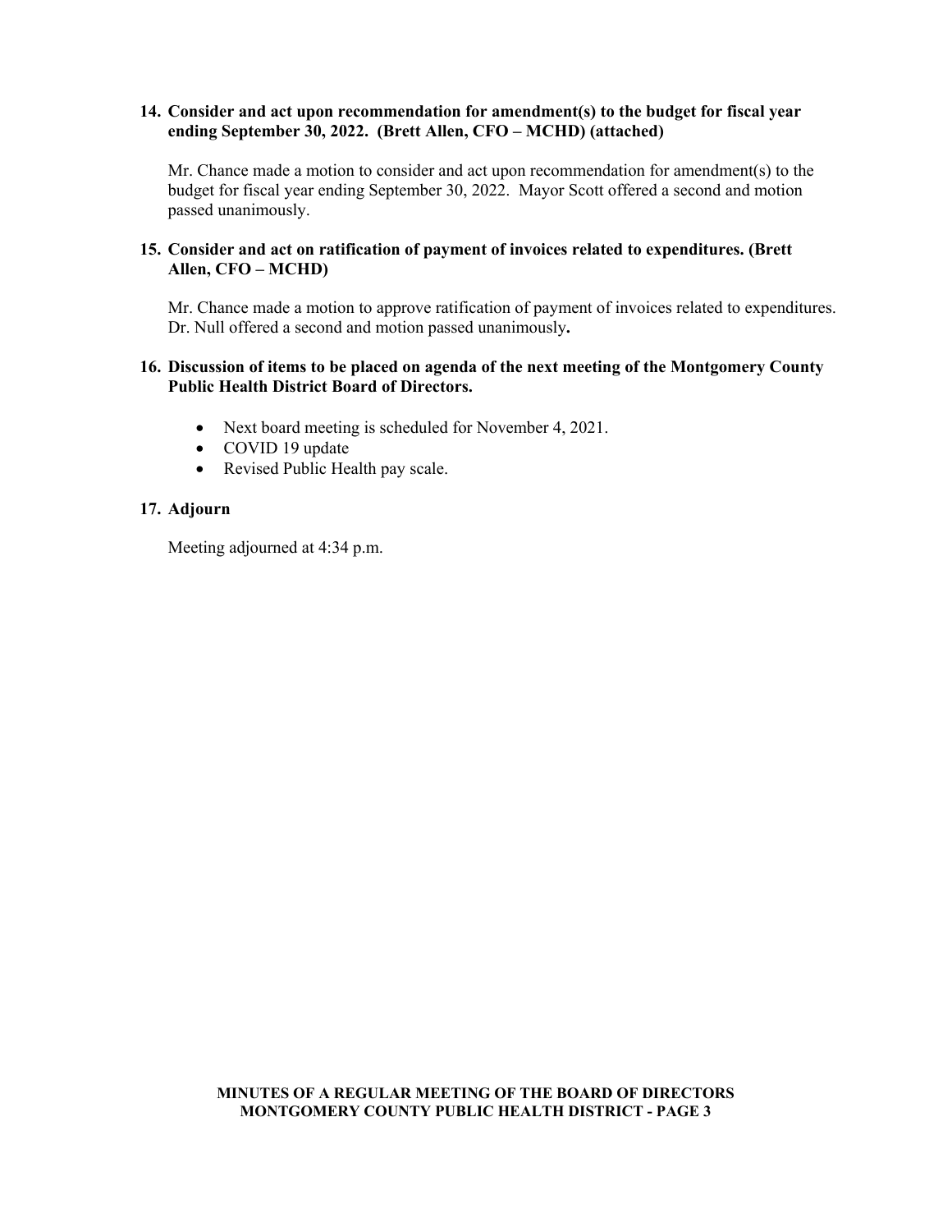**14. Consider and act upon recommendation for amendment(s) to the budget for fiscal year ending September 30, 2022. (Brett Allen, CFO – MCHD) (attached)**

Mr. Chance made a motion to consider and act upon recommendation for amendment(s) to the budget for fiscal year ending September 30, 2022. Mayor Scott offered a second and motion passed unanimously.

**15. Consider and act on ratification of payment of invoices related to expenditures. (Brett Allen, CFO – MCHD)**

Mr. Chance made a motion to approve ratification of payment of invoices related to expenditures. Dr. Null offered a second and motion passed unanimously**.**

**16. Discussion of items to be placed on agenda of the next meeting of the Montgomery County Public Health District Board of Directors.**

- Next board meeting is scheduled for November 4, 2021.
- COVID 19 update
- Revised Public Health pay scale.

**17. Adjourn**

Meeting adjourned at 4:34 p.m.